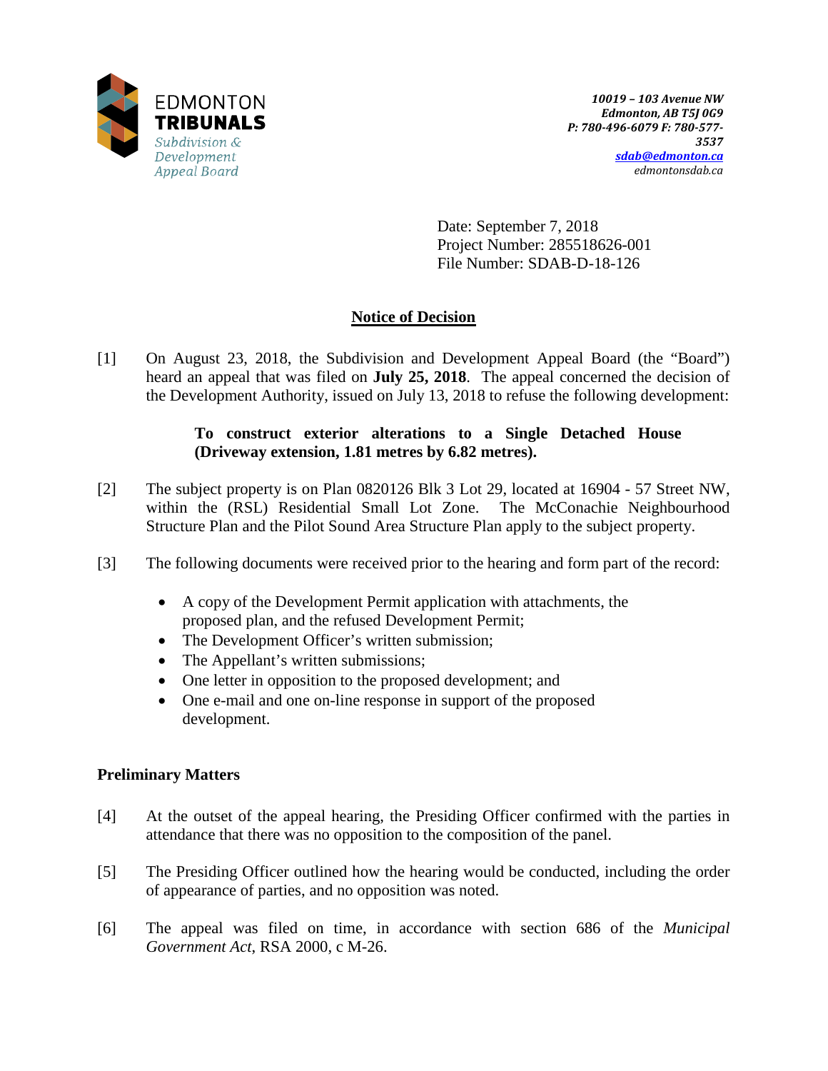EDMONTON
**TRIBUNALS**
*Subdivision & Development Appeal Board*

***10019 – 103 Avenue NW***
***Edmonton, AB T5J 0G9***
***P: 780-496-6079 F: 780-577-3537***
***sdab@edmonton.ca***
*edmontonsdab.ca*

Date: September 7, 2018
Project Number: 285518626-001
File Number: SDAB-D-18-126

## Notice of Decision

[1] On August 23, 2018, the Subdivision and Development Appeal Board (the "Board") heard an appeal that was filed on **July 25, 2018**. The appeal concerned the decision of the Development Authority, issued on July 13, 2018 to refuse the following development:

> **To construct exterior alterations to a Single Detached House (Driveway extension, 1.81 metres by 6.82 metres).**

[2] The subject property is on Plan 0820126 Blk 3 Lot 29, located at 16904 - 57 Street NW, within the (RSL) Residential Small Lot Zone. The McConachie Neighbourhood Structure Plan and the Pilot Sound Area Structure Plan apply to the subject property.

[3] The following documents were received prior to the hearing and form part of the record:

- A copy of the Development Permit application with attachments, the proposed plan, and the refused Development Permit;
- The Development Officer's written submission;
- The Appellant's written submissions;
- One letter in opposition to the proposed development; and
- One e-mail and one on-line response in support of the proposed development.

### Preliminary Matters

[4] At the outset of the appeal hearing, the Presiding Officer confirmed with the parties in attendance that there was no opposition to the composition of the panel.

[5] The Presiding Officer outlined how the hearing would be conducted, including the order of appearance of parties, and no opposition was noted.

[6] The appeal was filed on time, in accordance with section 686 of the *Municipal Government Act*, RSA 2000, c M-26.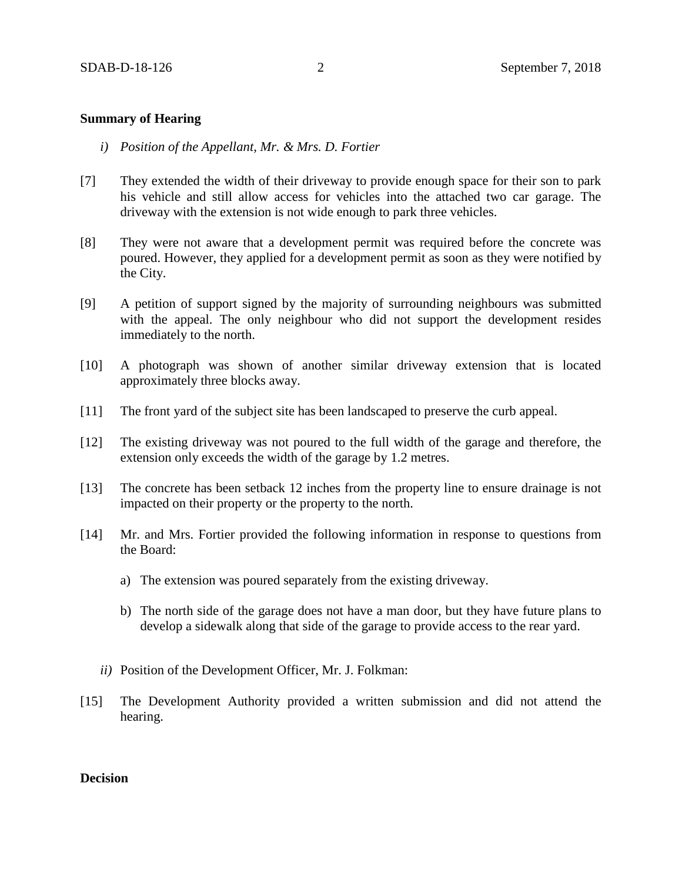**Summary of Hearing**

*i) Position of the Appellant, Mr. & Mrs. D. Fortier*

[7] They extended the width of their driveway to provide enough space for their son to park his vehicle and still allow access for vehicles into the attached two car garage. The driveway with the extension is not wide enough to park three vehicles.

[8] They were not aware that a development permit was required before the concrete was poured. However, they applied for a development permit as soon as they were notified by the City.

[9] A petition of support signed by the majority of surrounding neighbours was submitted with the appeal. The only neighbour who did not support the development resides immediately to the north.

[10] A photograph was shown of another similar driveway extension that is located approximately three blocks away.

[11] The front yard of the subject site has been landscaped to preserve the curb appeal.

[12] The existing driveway was not poured to the full width of the garage and therefore, the extension only exceeds the width of the garage by 1.2 metres.

[13] The concrete has been setback 12 inches from the property line to ensure drainage is not impacted on their property or the property to the north.

[14] Mr. and Mrs. Fortier provided the following information in response to questions from the Board:

a) The extension was poured separately from the existing driveway.

b) The north side of the garage does not have a man door, but they have future plans to develop a sidewalk along that side of the garage to provide access to the rear yard.

*ii)* Position of the Development Officer, Mr. J. Folkman:

[15] The Development Authority provided a written submission and did not attend the hearing.

**Decision**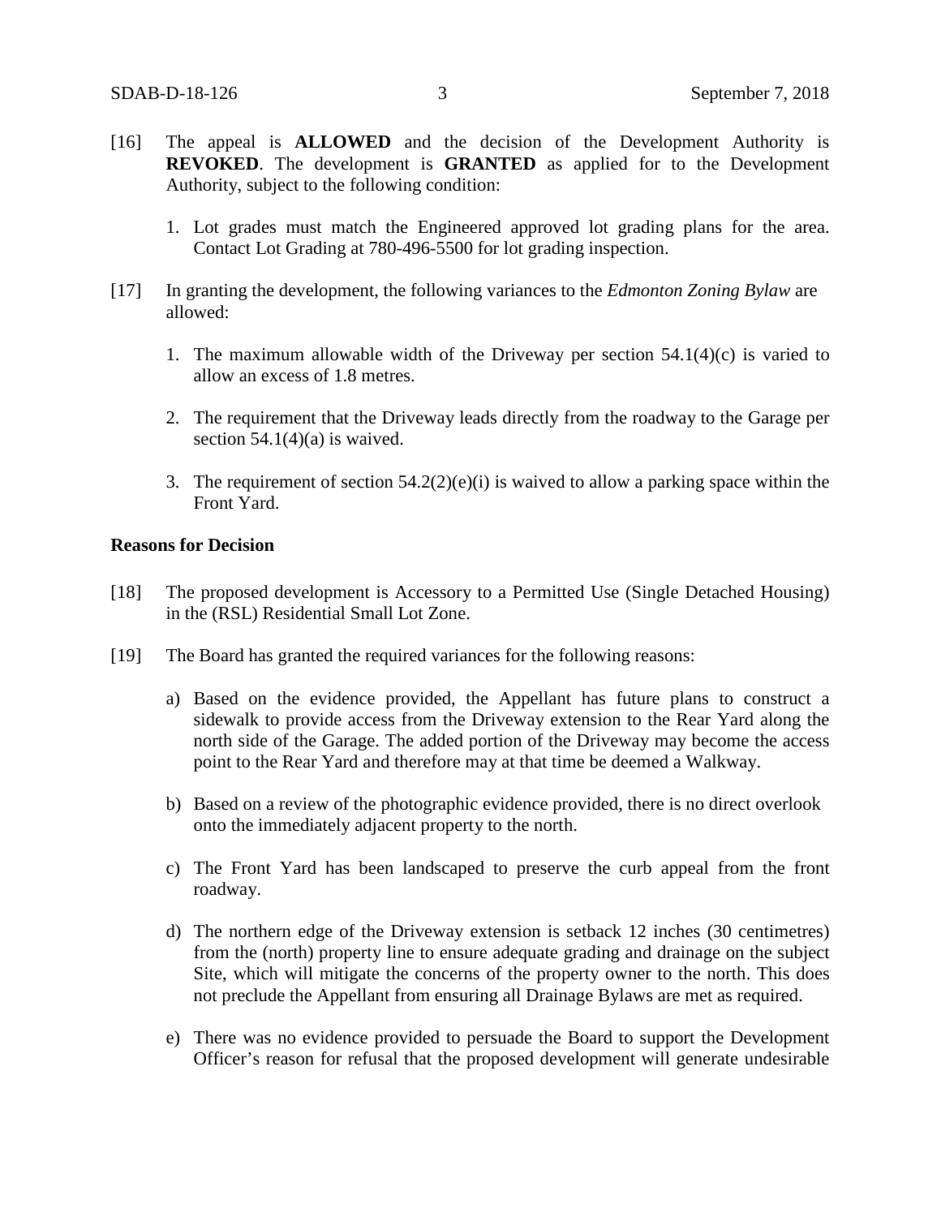[16] The appeal is **ALLOWED** and the decision of the Development Authority is **REVOKED**. The development is **GRANTED** as applied for to the Development Authority, subject to the following condition:

1. Lot grades must match the Engineered approved lot grading plans for the area. Contact Lot Grading at 780-496-5500 for lot grading inspection.

[17] In granting the development, the following variances to the *Edmonton Zoning Bylaw* are allowed:

1. The maximum allowable width of the Driveway per section 54.1(4)(c) is varied to allow an excess of 1.8 metres.

2. The requirement that the Driveway leads directly from the roadway to the Garage per section 54.1(4)(a) is waived.

3. The requirement of section 54.2(2)(e)(i) is waived to allow a parking space within the Front Yard.

**Reasons for Decision**

[18] The proposed development is Accessory to a Permitted Use (Single Detached Housing) in the (RSL) Residential Small Lot Zone.

[19] The Board has granted the required variances for the following reasons:

a) Based on the evidence provided, the Appellant has future plans to construct a sidewalk to provide access from the Driveway extension to the Rear Yard along the north side of the Garage. The added portion of the Driveway may become the access point to the Rear Yard and therefore may at that time be deemed a Walkway.

b) Based on a review of the photographic evidence provided, there is no direct overlook onto the immediately adjacent property to the north.

c) The Front Yard has been landscaped to preserve the curb appeal from the front roadway.

d) The northern edge of the Driveway extension is setback 12 inches (30 centimetres) from the (north) property line to ensure adequate grading and drainage on the subject Site, which will mitigate the concerns of the property owner to the north. This does not preclude the Appellant from ensuring all Drainage Bylaws are met as required.

e) There was no evidence provided to persuade the Board to support the Development Officer's reason for refusal that the proposed development will generate undesirable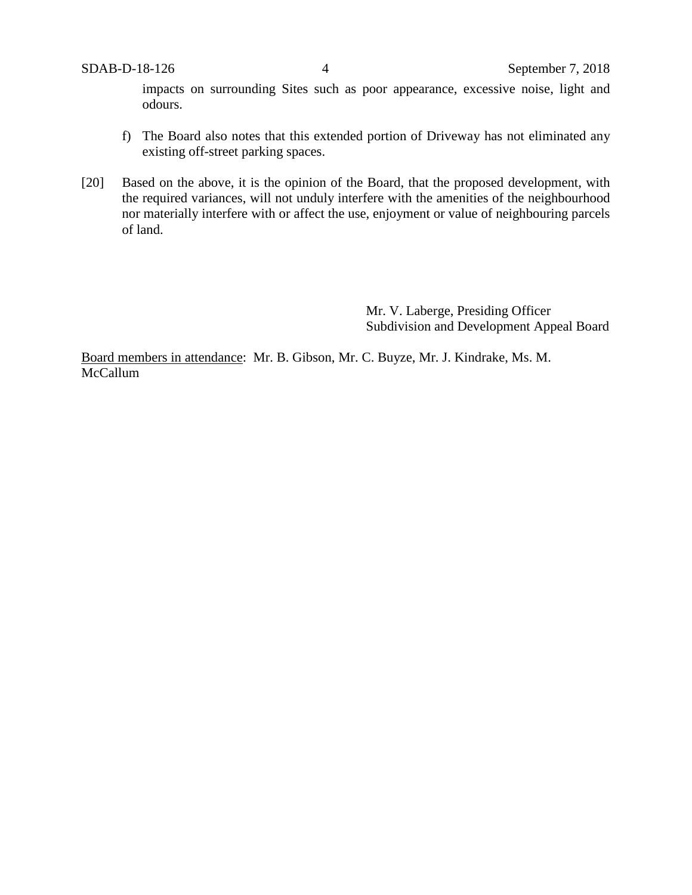impacts on surrounding Sites such as poor appearance, excessive noise, light and odours.

f) The Board also notes that this extended portion of Driveway has not eliminated any existing off-street parking spaces.

[20] Based on the above, it is the opinion of the Board, that the proposed development, with the required variances, will not unduly interfere with the amenities of the neighbourhood nor materially interfere with or affect the use, enjoyment or value of neighbouring parcels of land.

Mr. V. Laberge, Presiding Officer
Subdivision and Development Appeal Board

<u>Board members in attendance</u>: Mr. B. Gibson, Mr. C. Buyze, Mr. J. Kindrake, Ms. M. McCallum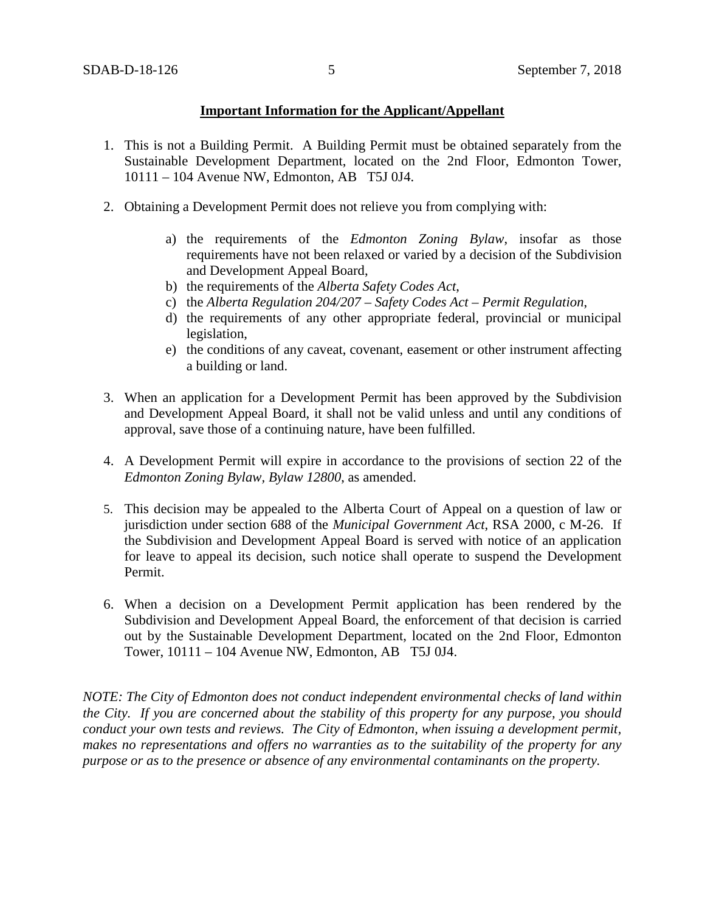**Important Information for the Applicant/Appellant**

1. This is not a Building Permit. A Building Permit must be obtained separately from the Sustainable Development Department, located on the 2nd Floor, Edmonton Tower, 10111 – 104 Avenue NW, Edmonton, AB T5J 0J4.

2. Obtaining a Development Permit does not relieve you from complying with:

   a) the requirements of the *Edmonton Zoning Bylaw*, insofar as those requirements have not been relaxed or varied by a decision of the Subdivision and Development Appeal Board,
   b) the requirements of the *Alberta Safety Codes Act*,
   c) the *Alberta Regulation 204/207 – Safety Codes Act – Permit Regulation*,
   d) the requirements of any other appropriate federal, provincial or municipal legislation,
   e) the conditions of any caveat, covenant, easement or other instrument affecting a building or land.

3. When an application for a Development Permit has been approved by the Subdivision and Development Appeal Board, it shall not be valid unless and until any conditions of approval, save those of a continuing nature, have been fulfilled.

4. A Development Permit will expire in accordance to the provisions of section 22 of the *Edmonton Zoning Bylaw, Bylaw 12800*, as amended.

5. This decision may be appealed to the Alberta Court of Appeal on a question of law or jurisdiction under section 688 of the *Municipal Government Act*, RSA 2000, c M-26. If the Subdivision and Development Appeal Board is served with notice of an application for leave to appeal its decision, such notice shall operate to suspend the Development Permit.

6. When a decision on a Development Permit application has been rendered by the Subdivision and Development Appeal Board, the enforcement of that decision is carried out by the Sustainable Development Department, located on the 2nd Floor, Edmonton Tower, 10111 – 104 Avenue NW, Edmonton, AB T5J 0J4.

*NOTE: The City of Edmonton does not conduct independent environmental checks of land within the City. If you are concerned about the stability of this property for any purpose, you should conduct your own tests and reviews. The City of Edmonton, when issuing a development permit, makes no representations and offers no warranties as to the suitability of the property for any purpose or as to the presence or absence of any environmental contaminants on the property.*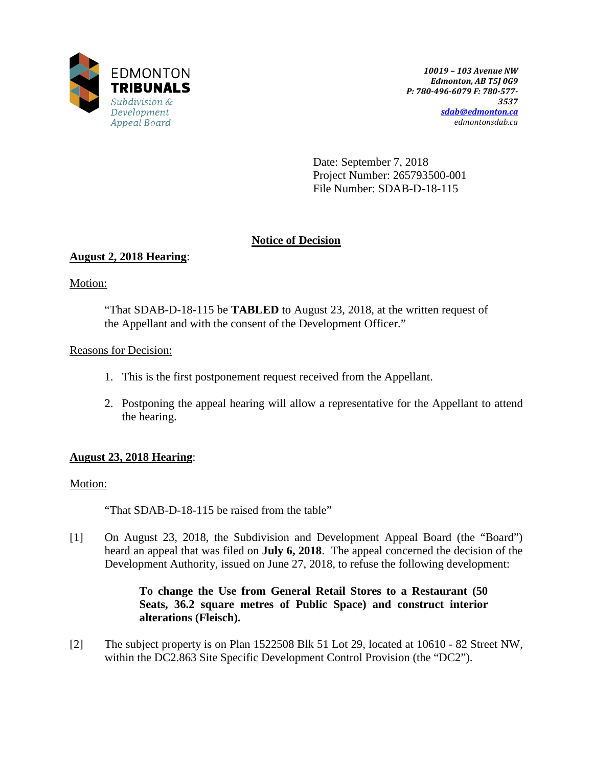EDMONTON
**TRIBUNALS**
*Subdivision & Development Appeal Board*

*10019 – 103 Avenue NW*
*Edmonton, AB T5J 0G9*
*P: 780-496-6079 F: 780-577-3537*
*sdab@edmonton.ca*
*edmontonsdab.ca*

Date: September 7, 2018
Project Number: 265793500-001
File Number: SDAB-D-18-115

## Notice of Decision

**August 2, 2018 Hearing**:

Motion:

> "That SDAB-D-18-115 be **TABLED** to August 23, 2018, at the written request of the Appellant and with the consent of the Development Officer."

Reasons for Decision:

1. This is the first postponement request received from the Appellant.
2. Postponing the appeal hearing will allow a representative for the Appellant to attend the hearing.

**August 23, 2018 Hearing**:

Motion:

> "That SDAB-D-18-115 be raised from the table"

[1] On August 23, 2018, the Subdivision and Development Appeal Board (the "Board") heard an appeal that was filed on **July 6, 2018**. The appeal concerned the decision of the Development Authority, issued on June 27, 2018, to refuse the following development:

> **To change the Use from General Retail Stores to a Restaurant (50 Seats, 36.2 square metres of Public Space) and construct interior alterations (Fleisch).**

[2] The subject property is on Plan 1522508 Blk 51 Lot 29, located at 10610 - 82 Street NW, within the DC2.863 Site Specific Development Control Provision (the "DC2").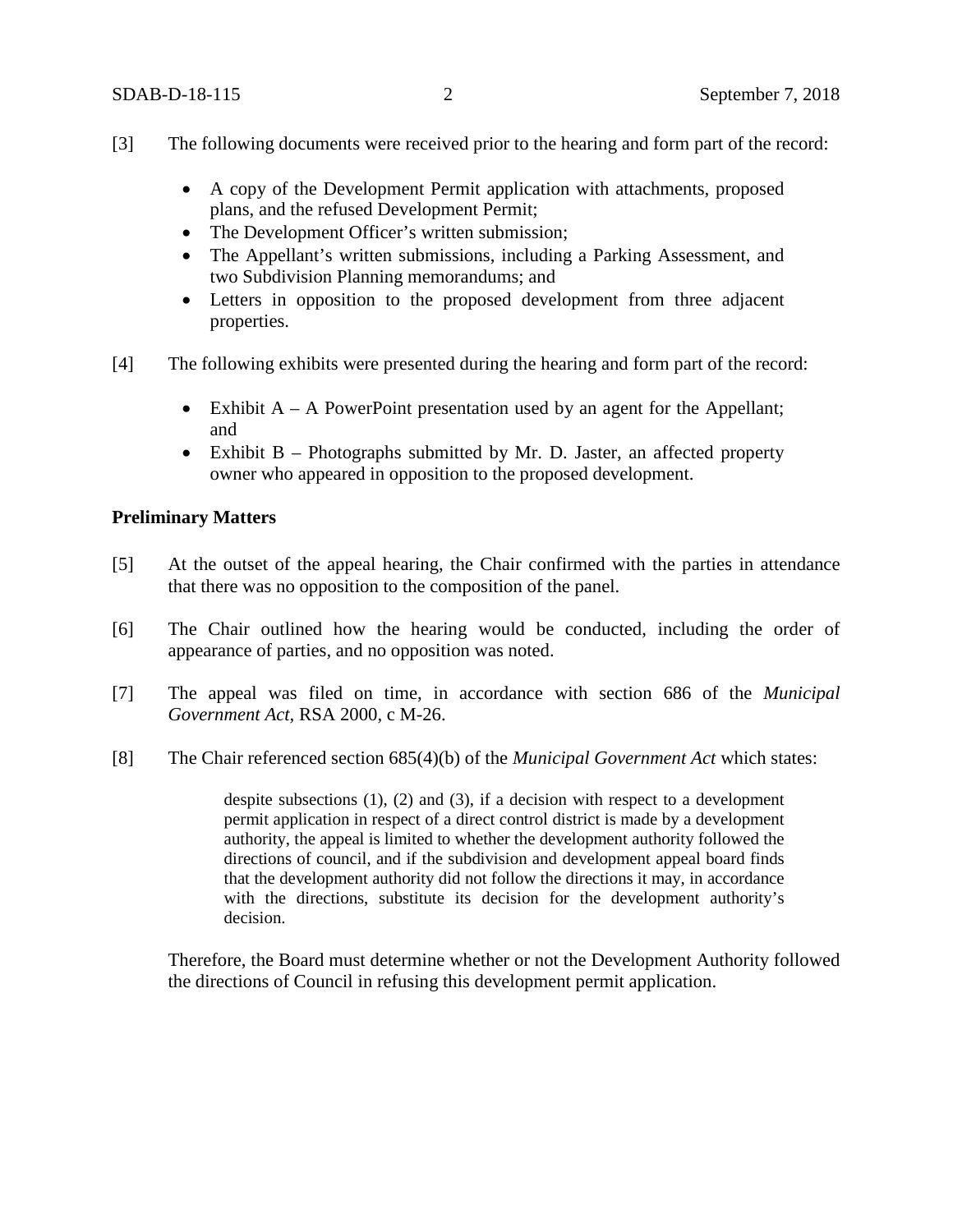[3] The following documents were received prior to the hearing and form part of the record:

- A copy of the Development Permit application with attachments, proposed plans, and the refused Development Permit;
- The Development Officer's written submission;
- The Appellant's written submissions, including a Parking Assessment, and two Subdivision Planning memorandums; and
- Letters in opposition to the proposed development from three adjacent properties.

[4] The following exhibits were presented during the hearing and form part of the record:

- Exhibit A – A PowerPoint presentation used by an agent for the Appellant; and
- Exhibit B – Photographs submitted by Mr. D. Jaster, an affected property owner who appeared in opposition to the proposed development.

**Preliminary Matters**

[5] At the outset of the appeal hearing, the Chair confirmed with the parties in attendance that there was no opposition to the composition of the panel.

[6] The Chair outlined how the hearing would be conducted, including the order of appearance of parties, and no opposition was noted.

[7] The appeal was filed on time, in accordance with section 686 of the *Municipal Government Act*, RSA 2000, c M-26.

[8] The Chair referenced section 685(4)(b) of the *Municipal Government Act* which states:

> despite subsections (1), (2) and (3), if a decision with respect to a development permit application in respect of a direct control district is made by a development authority, the appeal is limited to whether the development authority followed the directions of council, and if the subdivision and development appeal board finds that the development authority did not follow the directions it may, in accordance with the directions, substitute its decision for the development authority's decision.

Therefore, the Board must determine whether or not the Development Authority followed the directions of Council in refusing this development permit application.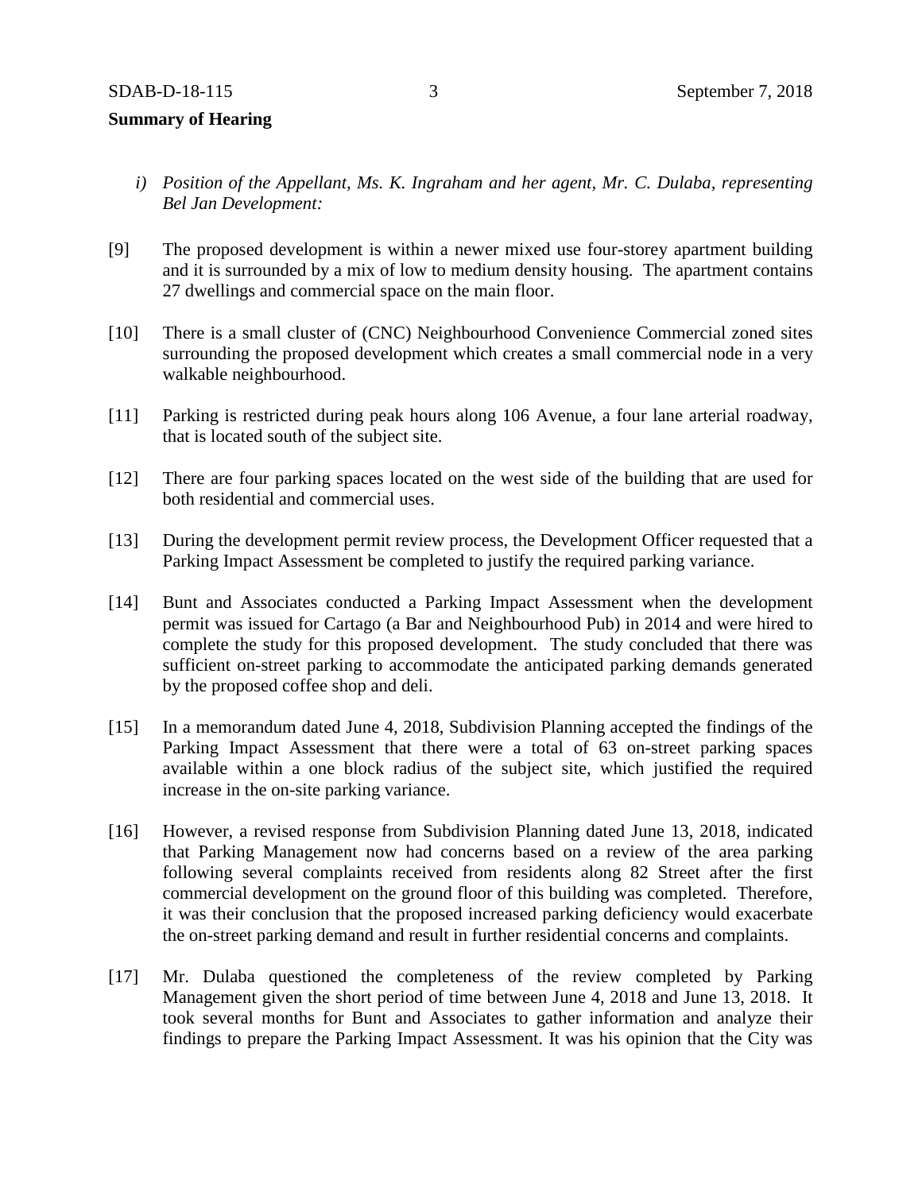**Summary of Hearing**

*i) Position of the Appellant, Ms. K. Ingraham and her agent, Mr. C. Dulaba, representing Bel Jan Development:*

[9] The proposed development is within a newer mixed use four-storey apartment building and it is surrounded by a mix of low to medium density housing. The apartment contains 27 dwellings and commercial space on the main floor.

[10] There is a small cluster of (CNC) Neighbourhood Convenience Commercial zoned sites surrounding the proposed development which creates a small commercial node in a very walkable neighbourhood.

[11] Parking is restricted during peak hours along 106 Avenue, a four lane arterial roadway, that is located south of the subject site.

[12] There are four parking spaces located on the west side of the building that are used for both residential and commercial uses.

[13] During the development permit review process, the Development Officer requested that a Parking Impact Assessment be completed to justify the required parking variance.

[14] Bunt and Associates conducted a Parking Impact Assessment when the development permit was issued for Cartago (a Bar and Neighbourhood Pub) in 2014 and were hired to complete the study for this proposed development. The study concluded that there was sufficient on-street parking to accommodate the anticipated parking demands generated by the proposed coffee shop and deli.

[15] In a memorandum dated June 4, 2018, Subdivision Planning accepted the findings of the Parking Impact Assessment that there were a total of 63 on-street parking spaces available within a one block radius of the subject site, which justified the required increase in the on-site parking variance.

[16] However, a revised response from Subdivision Planning dated June 13, 2018, indicated that Parking Management now had concerns based on a review of the area parking following several complaints received from residents along 82 Street after the first commercial development on the ground floor of this building was completed. Therefore, it was their conclusion that the proposed increased parking deficiency would exacerbate the on-street parking demand and result in further residential concerns and complaints.

[17] Mr. Dulaba questioned the completeness of the review completed by Parking Management given the short period of time between June 4, 2018 and June 13, 2018. It took several months for Bunt and Associates to gather information and analyze their findings to prepare the Parking Impact Assessment. It was his opinion that the City was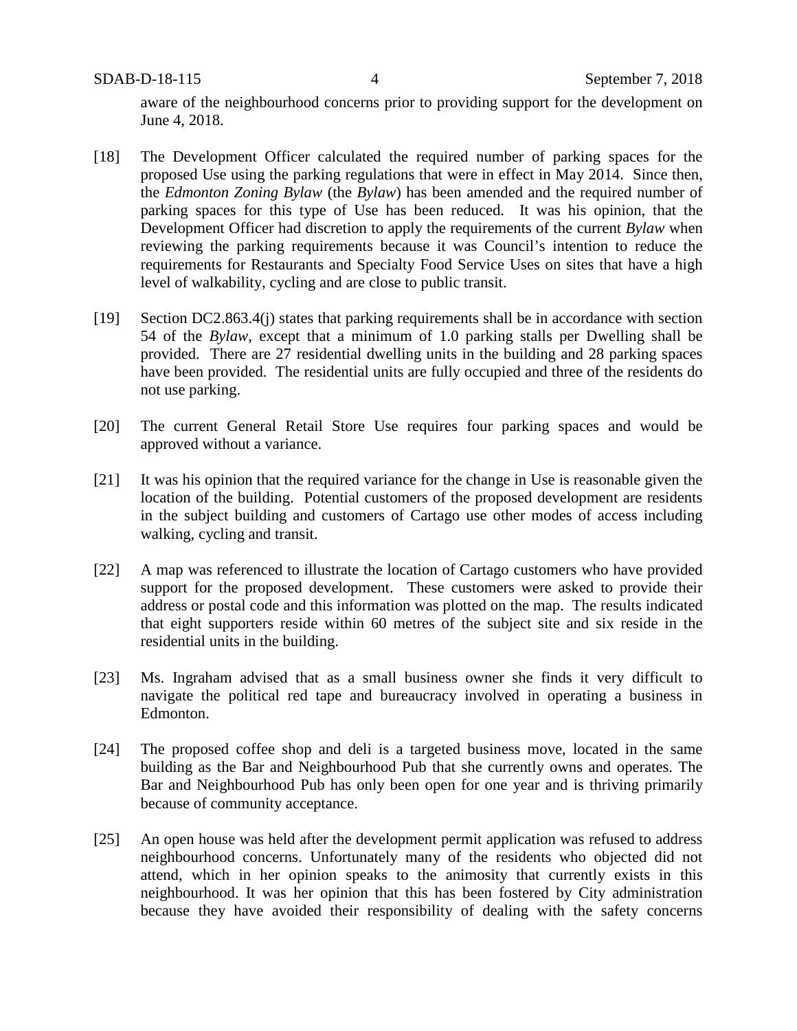aware of the neighbourhood concerns prior to providing support for the development on June 4, 2018.

[18] The Development Officer calculated the required number of parking spaces for the proposed Use using the parking regulations that were in effect in May 2014. Since then, the *Edmonton Zoning Bylaw* (the *Bylaw*) has been amended and the required number of parking spaces for this type of Use has been reduced. It was his opinion, that the Development Officer had discretion to apply the requirements of the current *Bylaw* when reviewing the parking requirements because it was Council's intention to reduce the requirements for Restaurants and Specialty Food Service Uses on sites that have a high level of walkability, cycling and are close to public transit.

[19] Section DC2.863.4(j) states that parking requirements shall be in accordance with section 54 of the *Bylaw*, except that a minimum of 1.0 parking stalls per Dwelling shall be provided. There are 27 residential dwelling units in the building and 28 parking spaces have been provided. The residential units are fully occupied and three of the residents do not use parking.

[20] The current General Retail Store Use requires four parking spaces and would be approved without a variance.

[21] It was his opinion that the required variance for the change in Use is reasonable given the location of the building. Potential customers of the proposed development are residents in the subject building and customers of Cartago use other modes of access including walking, cycling and transit.

[22] A map was referenced to illustrate the location of Cartago customers who have provided support for the proposed development. These customers were asked to provide their address or postal code and this information was plotted on the map. The results indicated that eight supporters reside within 60 metres of the subject site and six reside in the residential units in the building.

[23] Ms. Ingraham advised that as a small business owner she finds it very difficult to navigate the political red tape and bureaucracy involved in operating a business in Edmonton.

[24] The proposed coffee shop and deli is a targeted business move, located in the same building as the Bar and Neighbourhood Pub that she currently owns and operates. The Bar and Neighbourhood Pub has only been open for one year and is thriving primarily because of community acceptance.

[25] An open house was held after the development permit application was refused to address neighbourhood concerns. Unfortunately many of the residents who objected did not attend, which in her opinion speaks to the animosity that currently exists in this neighbourhood. It was her opinion that this has been fostered by City administration because they have avoided their responsibility of dealing with the safety concerns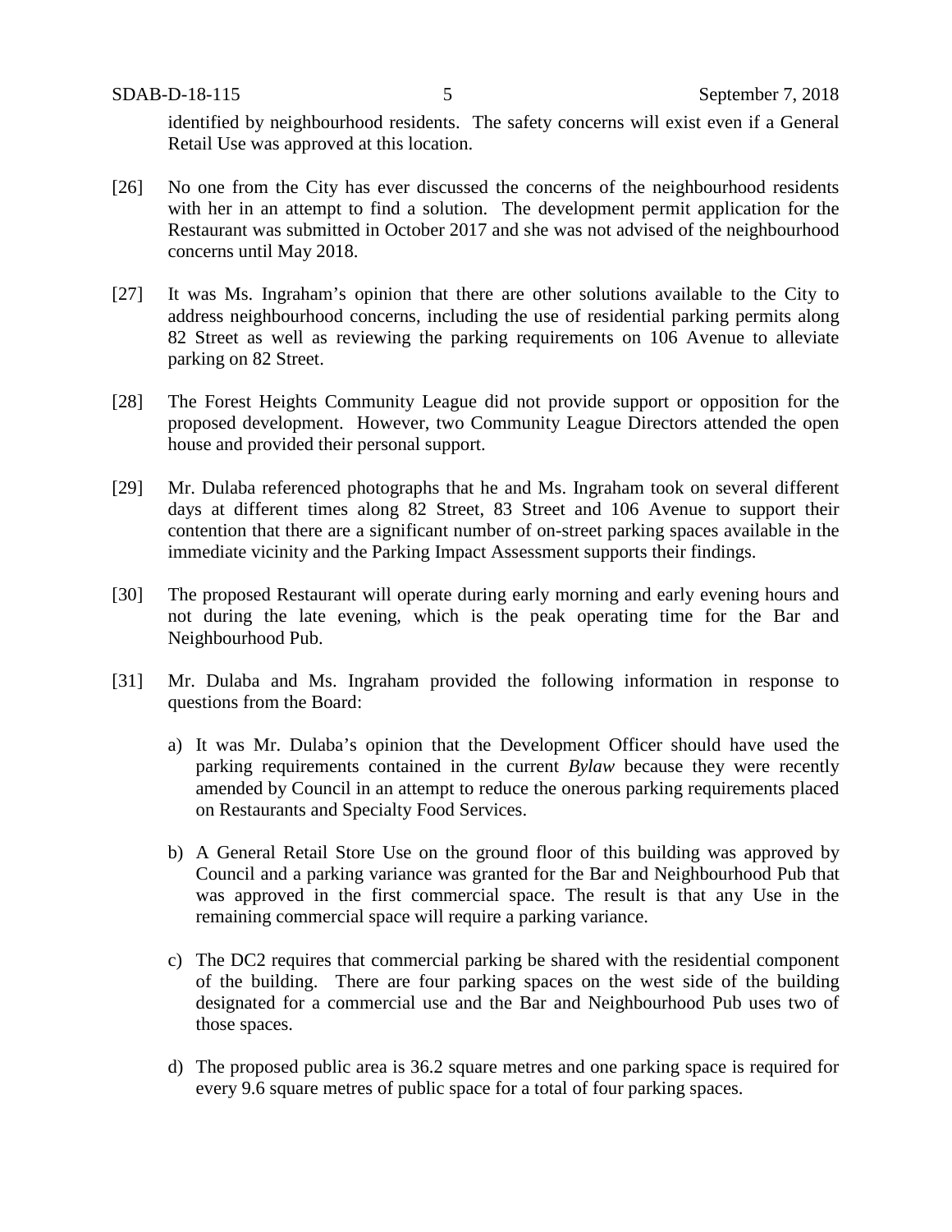identified by neighbourhood residents. The safety concerns will exist even if a General Retail Use was approved at this location.

[26] No one from the City has ever discussed the concerns of the neighbourhood residents with her in an attempt to find a solution. The development permit application for the Restaurant was submitted in October 2017 and she was not advised of the neighbourhood concerns until May 2018.

[27] It was Ms. Ingraham's opinion that there are other solutions available to the City to address neighbourhood concerns, including the use of residential parking permits along 82 Street as well as reviewing the parking requirements on 106 Avenue to alleviate parking on 82 Street.

[28] The Forest Heights Community League did not provide support or opposition for the proposed development. However, two Community League Directors attended the open house and provided their personal support.

[29] Mr. Dulaba referenced photographs that he and Ms. Ingraham took on several different days at different times along 82 Street, 83 Street and 106 Avenue to support their contention that there are a significant number of on-street parking spaces available in the immediate vicinity and the Parking Impact Assessment supports their findings.

[30] The proposed Restaurant will operate during early morning and early evening hours and not during the late evening, which is the peak operating time for the Bar and Neighbourhood Pub.

[31] Mr. Dulaba and Ms. Ingraham provided the following information in response to questions from the Board:

a) It was Mr. Dulaba's opinion that the Development Officer should have used the parking requirements contained in the current *Bylaw* because they were recently amended by Council in an attempt to reduce the onerous parking requirements placed on Restaurants and Specialty Food Services.

b) A General Retail Store Use on the ground floor of this building was approved by Council and a parking variance was granted for the Bar and Neighbourhood Pub that was approved in the first commercial space. The result is that any Use in the remaining commercial space will require a parking variance.

c) The DC2 requires that commercial parking be shared with the residential component of the building. There are four parking spaces on the west side of the building designated for a commercial use and the Bar and Neighbourhood Pub uses two of those spaces.

d) The proposed public area is 36.2 square metres and one parking space is required for every 9.6 square metres of public space for a total of four parking spaces.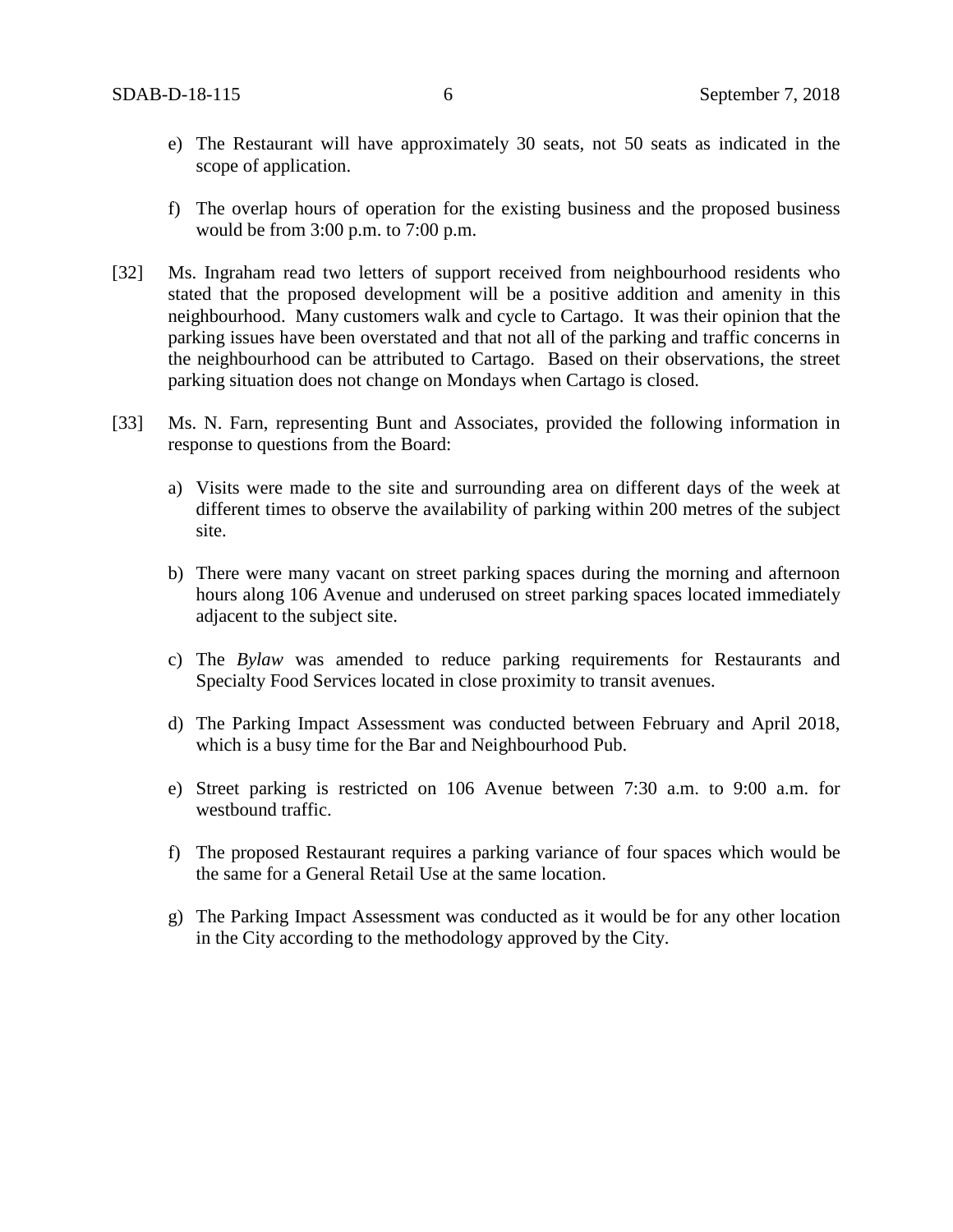e) The Restaurant will have approximately 30 seats, not 50 seats as indicated in the scope of application.

f) The overlap hours of operation for the existing business and the proposed business would be from 3:00 p.m. to 7:00 p.m.

[32] Ms. Ingraham read two letters of support received from neighbourhood residents who stated that the proposed development will be a positive addition and amenity in this neighbourhood. Many customers walk and cycle to Cartago. It was their opinion that the parking issues have been overstated and that not all of the parking and traffic concerns in the neighbourhood can be attributed to Cartago. Based on their observations, the street parking situation does not change on Mondays when Cartago is closed.

[33] Ms. N. Farn, representing Bunt and Associates, provided the following information in response to questions from the Board:

a) Visits were made to the site and surrounding area on different days of the week at different times to observe the availability of parking within 200 metres of the subject site.

b) There were many vacant on street parking spaces during the morning and afternoon hours along 106 Avenue and underused on street parking spaces located immediately adjacent to the subject site.

c) The *Bylaw* was amended to reduce parking requirements for Restaurants and Specialty Food Services located in close proximity to transit avenues.

d) The Parking Impact Assessment was conducted between February and April 2018, which is a busy time for the Bar and Neighbourhood Pub.

e) Street parking is restricted on 106 Avenue between 7:30 a.m. to 9:00 a.m. for westbound traffic.

f) The proposed Restaurant requires a parking variance of four spaces which would be the same for a General Retail Use at the same location.

g) The Parking Impact Assessment was conducted as it would be for any other location in the City according to the methodology approved by the City.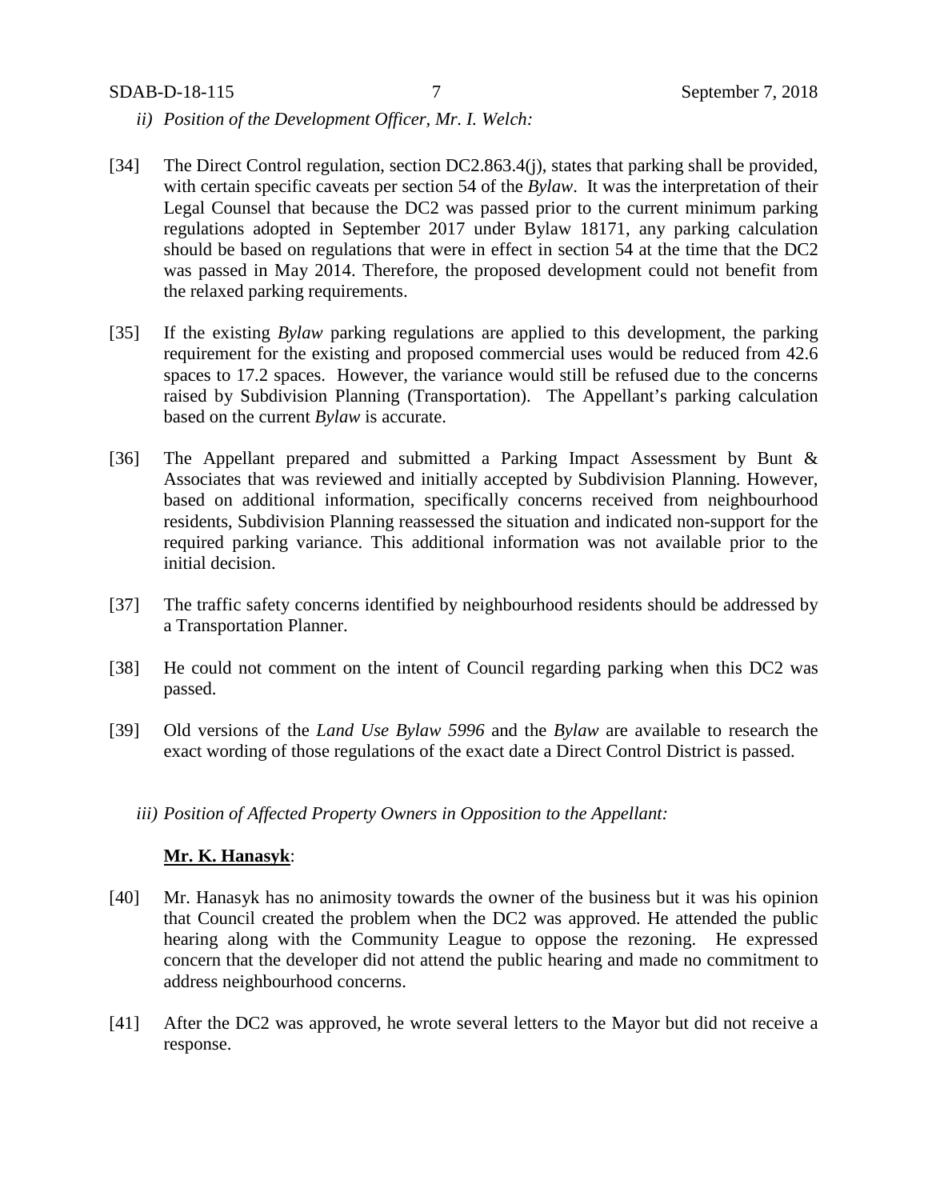*ii) Position of the Development Officer, Mr. I. Welch:*

[34] The Direct Control regulation, section DC2.863.4(j), states that parking shall be provided, with certain specific caveats per section 54 of the *Bylaw*. It was the interpretation of their Legal Counsel that because the DC2 was passed prior to the current minimum parking regulations adopted in September 2017 under Bylaw 18171, any parking calculation should be based on regulations that were in effect in section 54 at the time that the DC2 was passed in May 2014. Therefore, the proposed development could not benefit from the relaxed parking requirements.

[35] If the existing *Bylaw* parking regulations are applied to this development, the parking requirement for the existing and proposed commercial uses would be reduced from 42.6 spaces to 17.2 spaces. However, the variance would still be refused due to the concerns raised by Subdivision Planning (Transportation). The Appellant's parking calculation based on the current *Bylaw* is accurate.

[36] The Appellant prepared and submitted a Parking Impact Assessment by Bunt & Associates that was reviewed and initially accepted by Subdivision Planning. However, based on additional information, specifically concerns received from neighbourhood residents, Subdivision Planning reassessed the situation and indicated non-support for the required parking variance. This additional information was not available prior to the initial decision.

[37] The traffic safety concerns identified by neighbourhood residents should be addressed by a Transportation Planner.

[38] He could not comment on the intent of Council regarding parking when this DC2 was passed.

[39] Old versions of the *Land Use Bylaw 5996* and the *Bylaw* are available to research the exact wording of those regulations of the exact date a Direct Control District is passed.

*iii) Position of Affected Property Owners in Opposition to the Appellant:*

**Mr. K. Hanasyk**:

[40] Mr. Hanasyk has no animosity towards the owner of the business but it was his opinion that Council created the problem when the DC2 was approved. He attended the public hearing along with the Community League to oppose the rezoning. He expressed concern that the developer did not attend the public hearing and made no commitment to address neighbourhood concerns.

[41] After the DC2 was approved, he wrote several letters to the Mayor but did not receive a response.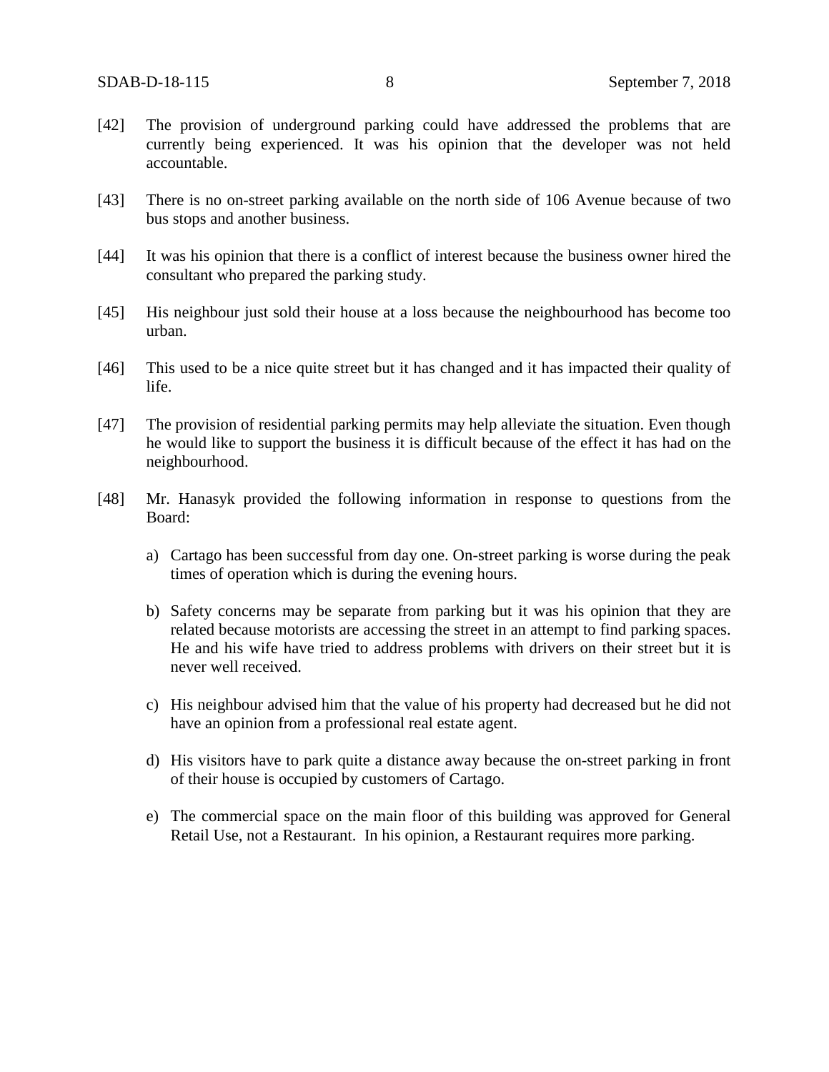[42] The provision of underground parking could have addressed the problems that are currently being experienced. It was his opinion that the developer was not held accountable.

[43] There is no on-street parking available on the north side of 106 Avenue because of two bus stops and another business.

[44] It was his opinion that there is a conflict of interest because the business owner hired the consultant who prepared the parking study.

[45] His neighbour just sold their house at a loss because the neighbourhood has become too urban.

[46] This used to be a nice quite street but it has changed and it has impacted their quality of life.

[47] The provision of residential parking permits may help alleviate the situation. Even though he would like to support the business it is difficult because of the effect it has had on the neighbourhood.

[48] Mr. Hanasyk provided the following information in response to questions from the Board:

a) Cartago has been successful from day one. On-street parking is worse during the peak times of operation which is during the evening hours.

b) Safety concerns may be separate from parking but it was his opinion that they are related because motorists are accessing the street in an attempt to find parking spaces. He and his wife have tried to address problems with drivers on their street but it is never well received.

c) His neighbour advised him that the value of his property had decreased but he did not have an opinion from a professional real estate agent.

d) His visitors have to park quite a distance away because the on-street parking in front of their house is occupied by customers of Cartago.

e) The commercial space on the main floor of this building was approved for General Retail Use, not a Restaurant. In his opinion, a Restaurant requires more parking.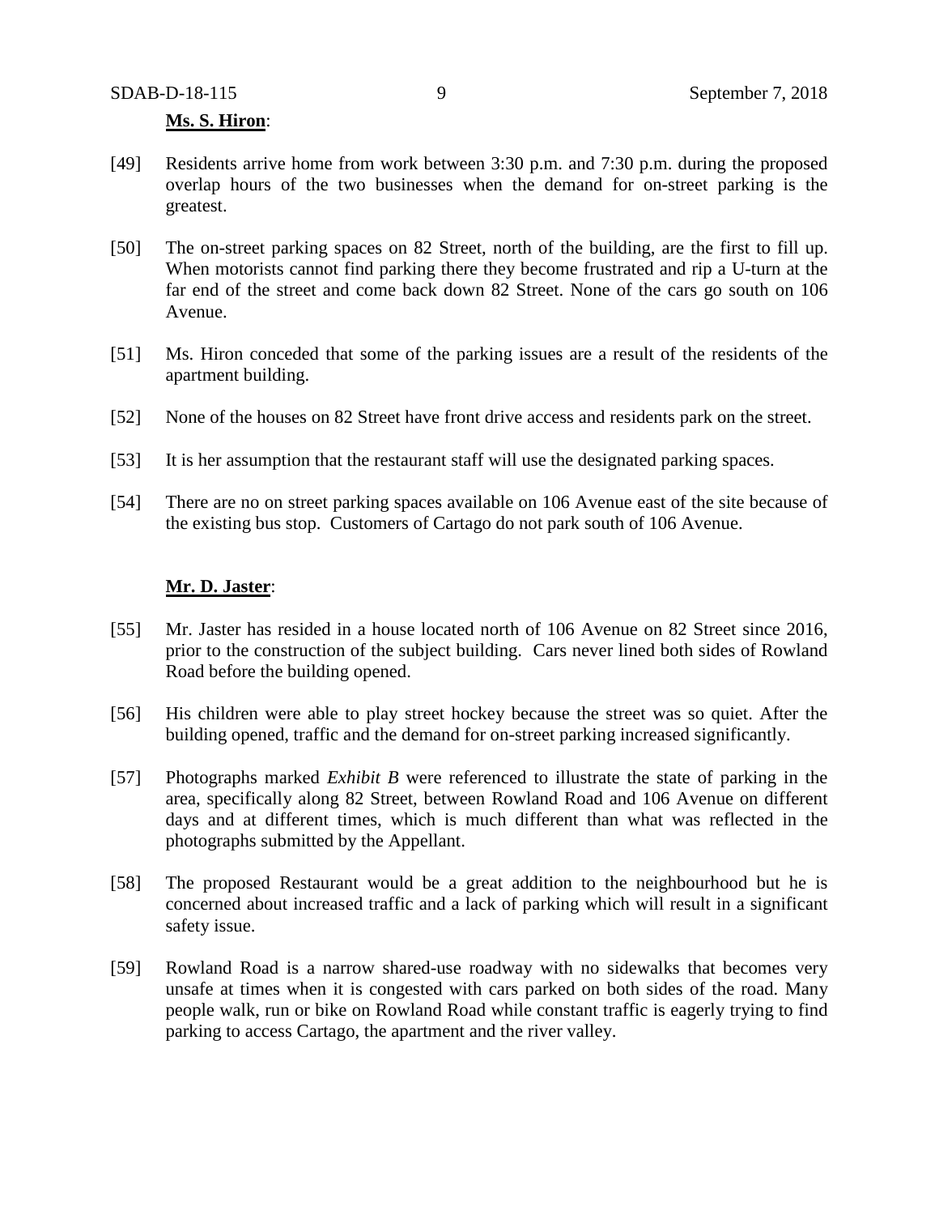**Ms. S. Hiron**:

[49] Residents arrive home from work between 3:30 p.m. and 7:30 p.m. during the proposed overlap hours of the two businesses when the demand for on-street parking is the greatest.

[50] The on-street parking spaces on 82 Street, north of the building, are the first to fill up. When motorists cannot find parking there they become frustrated and rip a U-turn at the far end of the street and come back down 82 Street. None of the cars go south on 106 Avenue.

[51] Ms. Hiron conceded that some of the parking issues are a result of the residents of the apartment building.

[52] None of the houses on 82 Street have front drive access and residents park on the street.

[53] It is her assumption that the restaurant staff will use the designated parking spaces.

[54] There are no on street parking spaces available on 106 Avenue east of the site because of the existing bus stop. Customers of Cartago do not park south of 106 Avenue.

**Mr. D. Jaster**:

[55] Mr. Jaster has resided in a house located north of 106 Avenue on 82 Street since 2016, prior to the construction of the subject building. Cars never lined both sides of Rowland Road before the building opened.

[56] His children were able to play street hockey because the street was so quiet. After the building opened, traffic and the demand for on-street parking increased significantly.

[57] Photographs marked *Exhibit B* were referenced to illustrate the state of parking in the area, specifically along 82 Street, between Rowland Road and 106 Avenue on different days and at different times, which is much different than what was reflected in the photographs submitted by the Appellant.

[58] The proposed Restaurant would be a great addition to the neighbourhood but he is concerned about increased traffic and a lack of parking which will result in a significant safety issue.

[59] Rowland Road is a narrow shared-use roadway with no sidewalks that becomes very unsafe at times when it is congested with cars parked on both sides of the road. Many people walk, run or bike on Rowland Road while constant traffic is eagerly trying to find parking to access Cartago, the apartment and the river valley.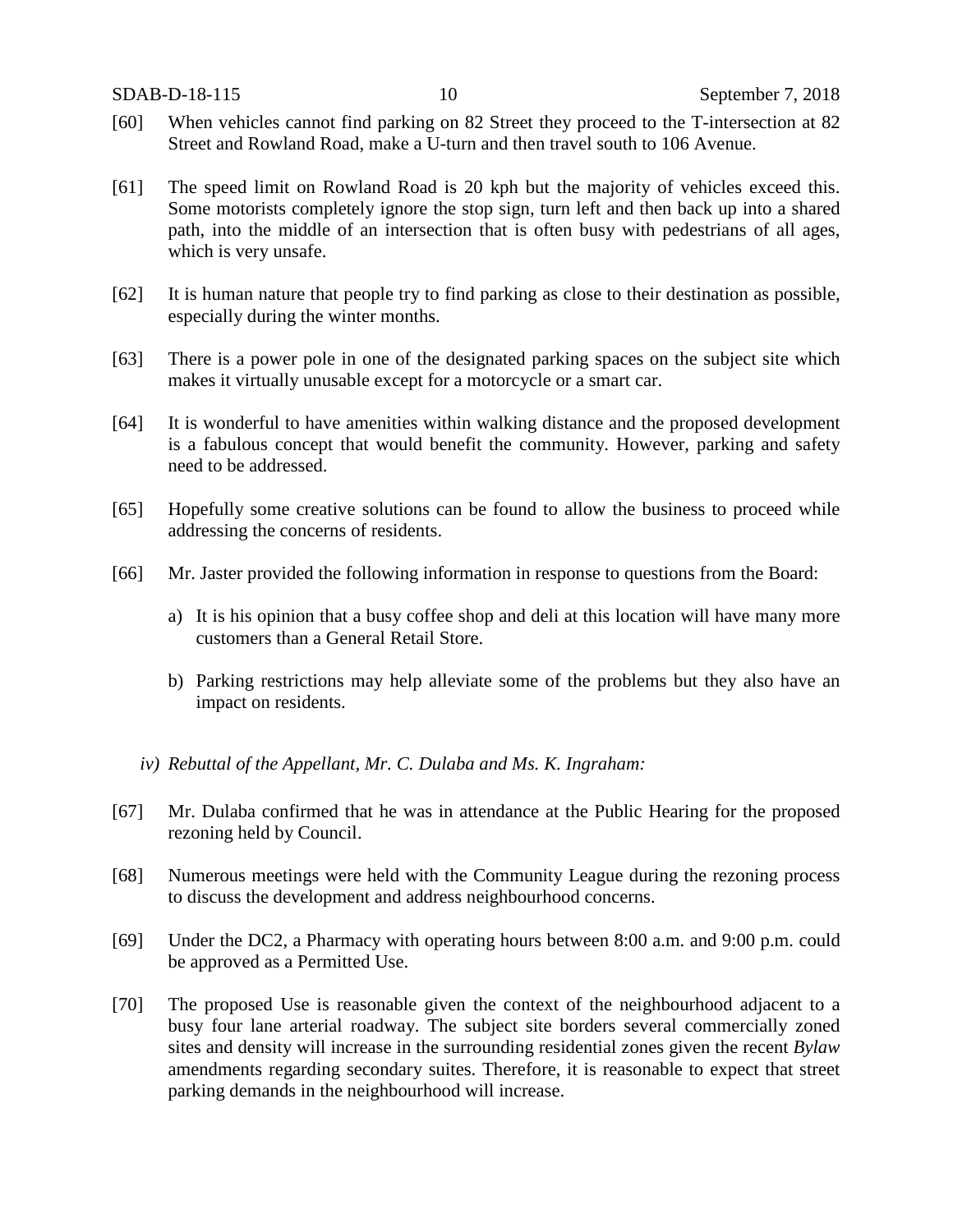[60] When vehicles cannot find parking on 82 Street they proceed to the T-intersection at 82 Street and Rowland Road, make a U-turn and then travel south to 106 Avenue.

[61] The speed limit on Rowland Road is 20 kph but the majority of vehicles exceed this. Some motorists completely ignore the stop sign, turn left and then back up into a shared path, into the middle of an intersection that is often busy with pedestrians of all ages, which is very unsafe.

[62] It is human nature that people try to find parking as close to their destination as possible, especially during the winter months.

[63] There is a power pole in one of the designated parking spaces on the subject site which makes it virtually unusable except for a motorcycle or a smart car.

[64] It is wonderful to have amenities within walking distance and the proposed development is a fabulous concept that would benefit the community. However, parking and safety need to be addressed.

[65] Hopefully some creative solutions can be found to allow the business to proceed while addressing the concerns of residents.

[66] Mr. Jaster provided the following information in response to questions from the Board:

a) It is his opinion that a busy coffee shop and deli at this location will have many more customers than a General Retail Store.

b) Parking restrictions may help alleviate some of the problems but they also have an impact on residents.

*iv) Rebuttal of the Appellant, Mr. C. Dulaba and Ms. K. Ingraham:*

[67] Mr. Dulaba confirmed that he was in attendance at the Public Hearing for the proposed rezoning held by Council.

[68] Numerous meetings were held with the Community League during the rezoning process to discuss the development and address neighbourhood concerns.

[69] Under the DC2, a Pharmacy with operating hours between 8:00 a.m. and 9:00 p.m. could be approved as a Permitted Use.

[70] The proposed Use is reasonable given the context of the neighbourhood adjacent to a busy four lane arterial roadway. The subject site borders several commercially zoned sites and density will increase in the surrounding residential zones given the recent *Bylaw* amendments regarding secondary suites. Therefore, it is reasonable to expect that street parking demands in the neighbourhood will increase.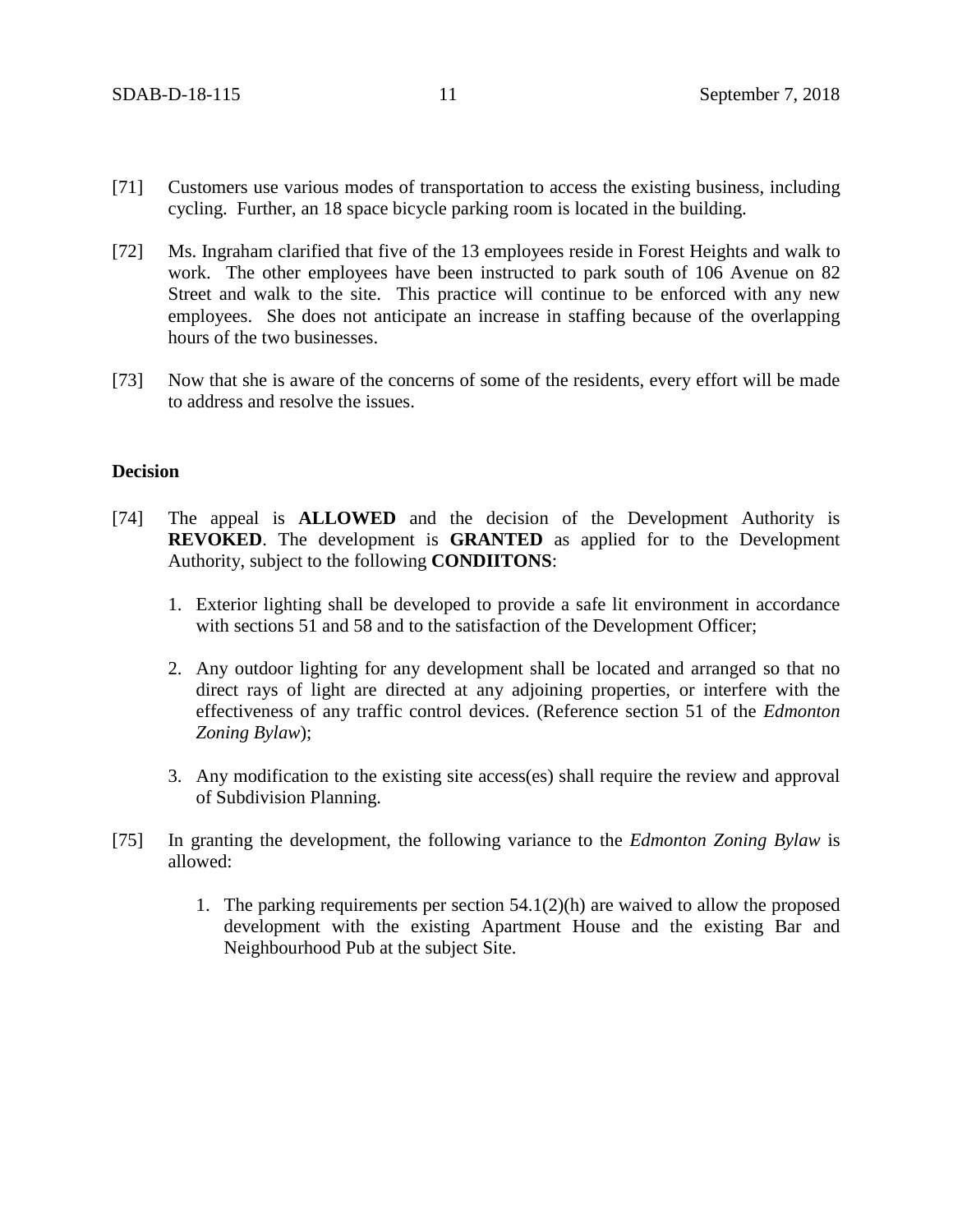[71] Customers use various modes of transportation to access the existing business, including cycling. Further, an 18 space bicycle parking room is located in the building.

[72] Ms. Ingraham clarified that five of the 13 employees reside in Forest Heights and walk to work. The other employees have been instructed to park south of 106 Avenue on 82 Street and walk to the site. This practice will continue to be enforced with any new employees. She does not anticipate an increase in staffing because of the overlapping hours of the two businesses.

[73] Now that she is aware of the concerns of some of the residents, every effort will be made to address and resolve the issues.

**Decision**

[74] The appeal is **ALLOWED** and the decision of the Development Authority is **REVOKED**. The development is **GRANTED** as applied for to the Development Authority, subject to the following **CONDIITONS**:

1. Exterior lighting shall be developed to provide a safe lit environment in accordance with sections 51 and 58 and to the satisfaction of the Development Officer;

2. Any outdoor lighting for any development shall be located and arranged so that no direct rays of light are directed at any adjoining properties, or interfere with the effectiveness of any traffic control devices. (Reference section 51 of the *Edmonton Zoning Bylaw*);

3. Any modification to the existing site access(es) shall require the review and approval of Subdivision Planning.

[75] In granting the development, the following variance to the *Edmonton Zoning Bylaw* is allowed:

1. The parking requirements per section 54.1(2)(h) are waived to allow the proposed development with the existing Apartment House and the existing Bar and Neighbourhood Pub at the subject Site.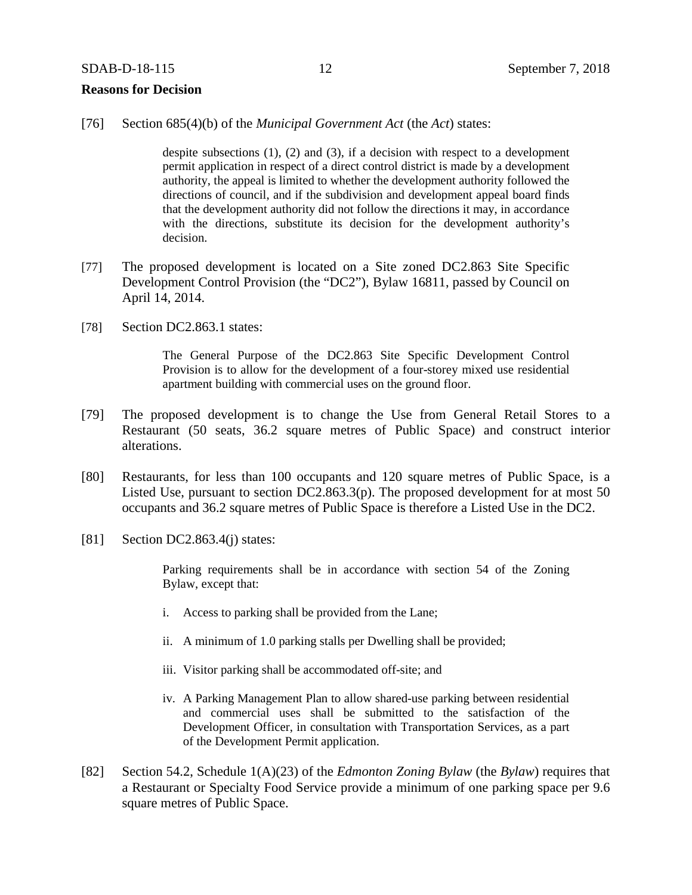**Reasons for Decision**

[76] Section 685(4)(b) of the *Municipal Government Act* (the *Act*) states:

> despite subsections (1), (2) and (3), if a decision with respect to a development permit application in respect of a direct control district is made by a development authority, the appeal is limited to whether the development authority followed the directions of council, and if the subdivision and development appeal board finds that the development authority did not follow the directions it may, in accordance with the directions, substitute its decision for the development authority's decision.

[77] The proposed development is located on a Site zoned DC2.863 Site Specific Development Control Provision (the "DC2"), Bylaw 16811, passed by Council on April 14, 2014.

[78] Section DC2.863.1 states:

> The General Purpose of the DC2.863 Site Specific Development Control Provision is to allow for the development of a four-storey mixed use residential apartment building with commercial uses on the ground floor.

[79] The proposed development is to change the Use from General Retail Stores to a Restaurant (50 seats, 36.2 square metres of Public Space) and construct interior alterations.

[80] Restaurants, for less than 100 occupants and 120 square metres of Public Space, is a Listed Use, pursuant to section DC2.863.3(p). The proposed development for at most 50 occupants and 36.2 square metres of Public Space is therefore a Listed Use in the DC2.

[81] Section DC2.863.4(j) states:

> Parking requirements shall be in accordance with section 54 of the Zoning Bylaw, except that:
>
> i. Access to parking shall be provided from the Lane;
>
> ii. A minimum of 1.0 parking stalls per Dwelling shall be provided;
>
> iii. Visitor parking shall be accommodated off-site; and
>
> iv. A Parking Management Plan to allow shared-use parking between residential and commercial uses shall be submitted to the satisfaction of the Development Officer, in consultation with Transportation Services, as a part of the Development Permit application.

[82] Section 54.2, Schedule 1(A)(23) of the *Edmonton Zoning Bylaw* (the *Bylaw*) requires that a Restaurant or Specialty Food Service provide a minimum of one parking space per 9.6 square metres of Public Space.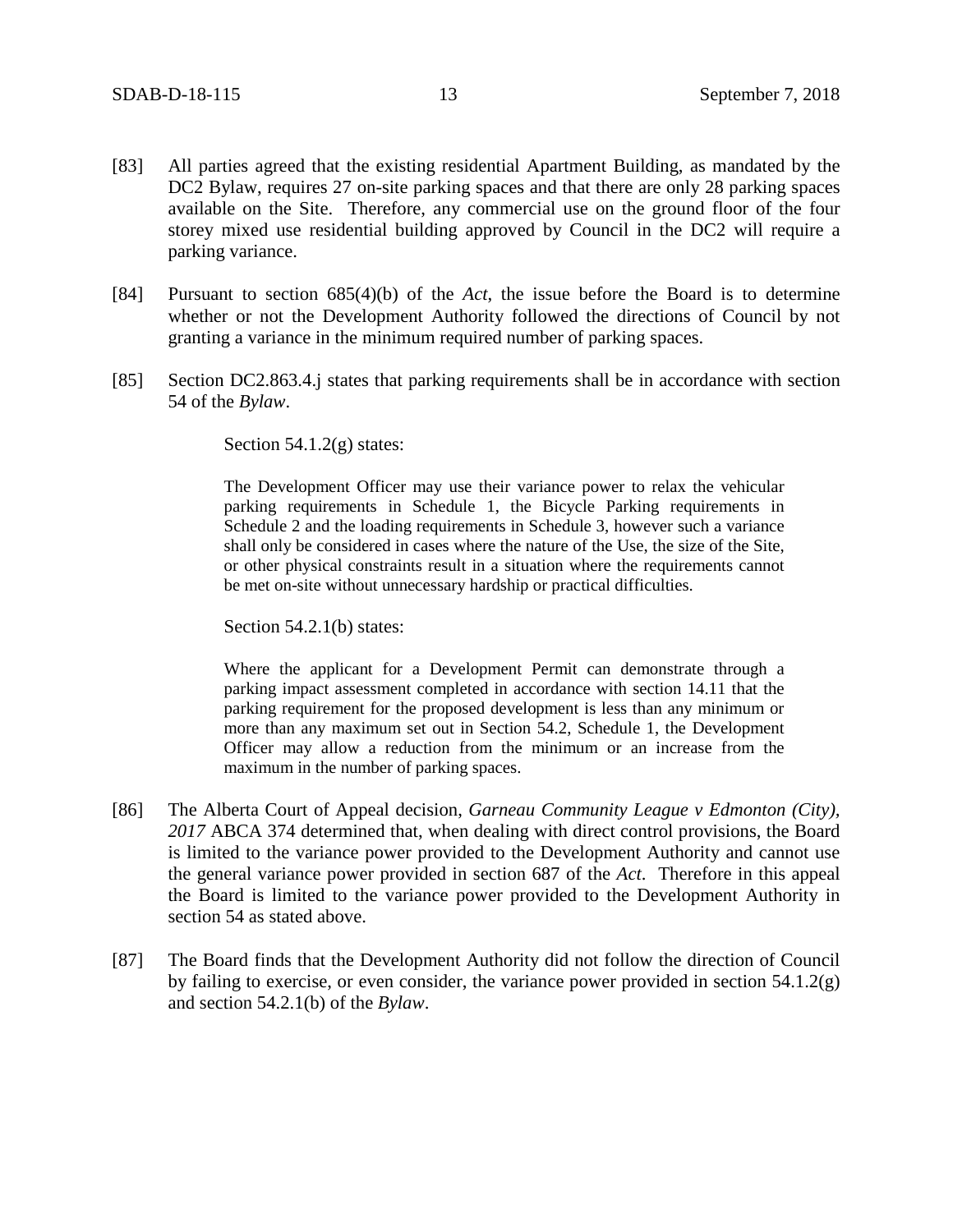[83] All parties agreed that the existing residential Apartment Building, as mandated by the DC2 Bylaw, requires 27 on-site parking spaces and that there are only 28 parking spaces available on the Site. Therefore, any commercial use on the ground floor of the four storey mixed use residential building approved by Council in the DC2 will require a parking variance.

[84] Pursuant to section 685(4)(b) of the *Act*, the issue before the Board is to determine whether or not the Development Authority followed the directions of Council by not granting a variance in the minimum required number of parking spaces.

[85] Section DC2.863.4.j states that parking requirements shall be in accordance with section 54 of the *Bylaw*.

> Section 54.1.2(g) states:
>
> The Development Officer may use their variance power to relax the vehicular parking requirements in Schedule 1, the Bicycle Parking requirements in Schedule 2 and the loading requirements in Schedule 3, however such a variance shall only be considered in cases where the nature of the Use, the size of the Site, or other physical constraints result in a situation where the requirements cannot be met on-site without unnecessary hardship or practical difficulties.
>
> Section 54.2.1(b) states:
>
> Where the applicant for a Development Permit can demonstrate through a parking impact assessment completed in accordance with section 14.11 that the parking requirement for the proposed development is less than any minimum or more than any maximum set out in Section 54.2, Schedule 1, the Development Officer may allow a reduction from the minimum or an increase from the maximum in the number of parking spaces.

[86] The Alberta Court of Appeal decision, *Garneau Community League v Edmonton (City), 2017* ABCA 374 determined that, when dealing with direct control provisions, the Board is limited to the variance power provided to the Development Authority and cannot use the general variance power provided in section 687 of the *Act*. Therefore in this appeal the Board is limited to the variance power provided to the Development Authority in section 54 as stated above.

[87] The Board finds that the Development Authority did not follow the direction of Council by failing to exercise, or even consider, the variance power provided in section 54.1.2(g) and section 54.2.1(b) of the *Bylaw*.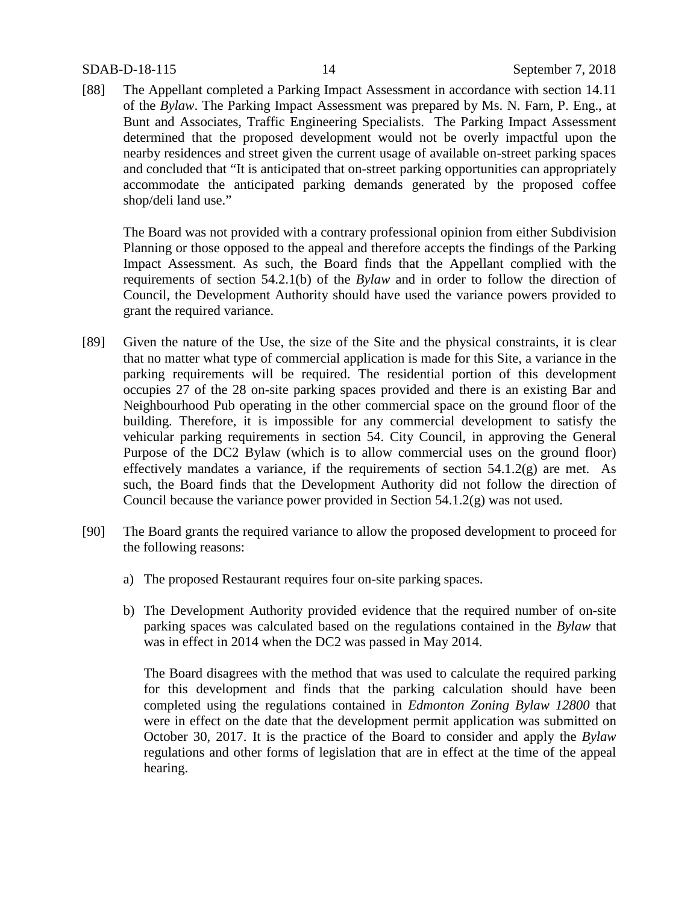[88] The Appellant completed a Parking Impact Assessment in accordance with section 14.11 of the *Bylaw*. The Parking Impact Assessment was prepared by Ms. N. Farn, P. Eng., at Bunt and Associates, Traffic Engineering Specialists. The Parking Impact Assessment determined that the proposed development would not be overly impactful upon the nearby residences and street given the current usage of available on-street parking spaces and concluded that "It is anticipated that on-street parking opportunities can appropriately accommodate the anticipated parking demands generated by the proposed coffee shop/deli land use."

The Board was not provided with a contrary professional opinion from either Subdivision Planning or those opposed to the appeal and therefore accepts the findings of the Parking Impact Assessment. As such, the Board finds that the Appellant complied with the requirements of section 54.2.1(b) of the *Bylaw* and in order to follow the direction of Council, the Development Authority should have used the variance powers provided to grant the required variance.

[89] Given the nature of the Use, the size of the Site and the physical constraints, it is clear that no matter what type of commercial application is made for this Site, a variance in the parking requirements will be required. The residential portion of this development occupies 27 of the 28 on-site parking spaces provided and there is an existing Bar and Neighbourhood Pub operating in the other commercial space on the ground floor of the building. Therefore, it is impossible for any commercial development to satisfy the vehicular parking requirements in section 54. City Council, in approving the General Purpose of the DC2 Bylaw (which is to allow commercial uses on the ground floor) effectively mandates a variance, if the requirements of section 54.1.2(g) are met. As such, the Board finds that the Development Authority did not follow the direction of Council because the variance power provided in Section 54.1.2(g) was not used.

[90] The Board grants the required variance to allow the proposed development to proceed for the following reasons:

a) The proposed Restaurant requires four on-site parking spaces.

b) The Development Authority provided evidence that the required number of on-site parking spaces was calculated based on the regulations contained in the *Bylaw* that was in effect in 2014 when the DC2 was passed in May 2014.

   The Board disagrees with the method that was used to calculate the required parking for this development and finds that the parking calculation should have been completed using the regulations contained in *Edmonton Zoning Bylaw 12800* that were in effect on the date that the development permit application was submitted on October 30, 2017. It is the practice of the Board to consider and apply the *Bylaw* regulations and other forms of legislation that are in effect at the time of the appeal hearing.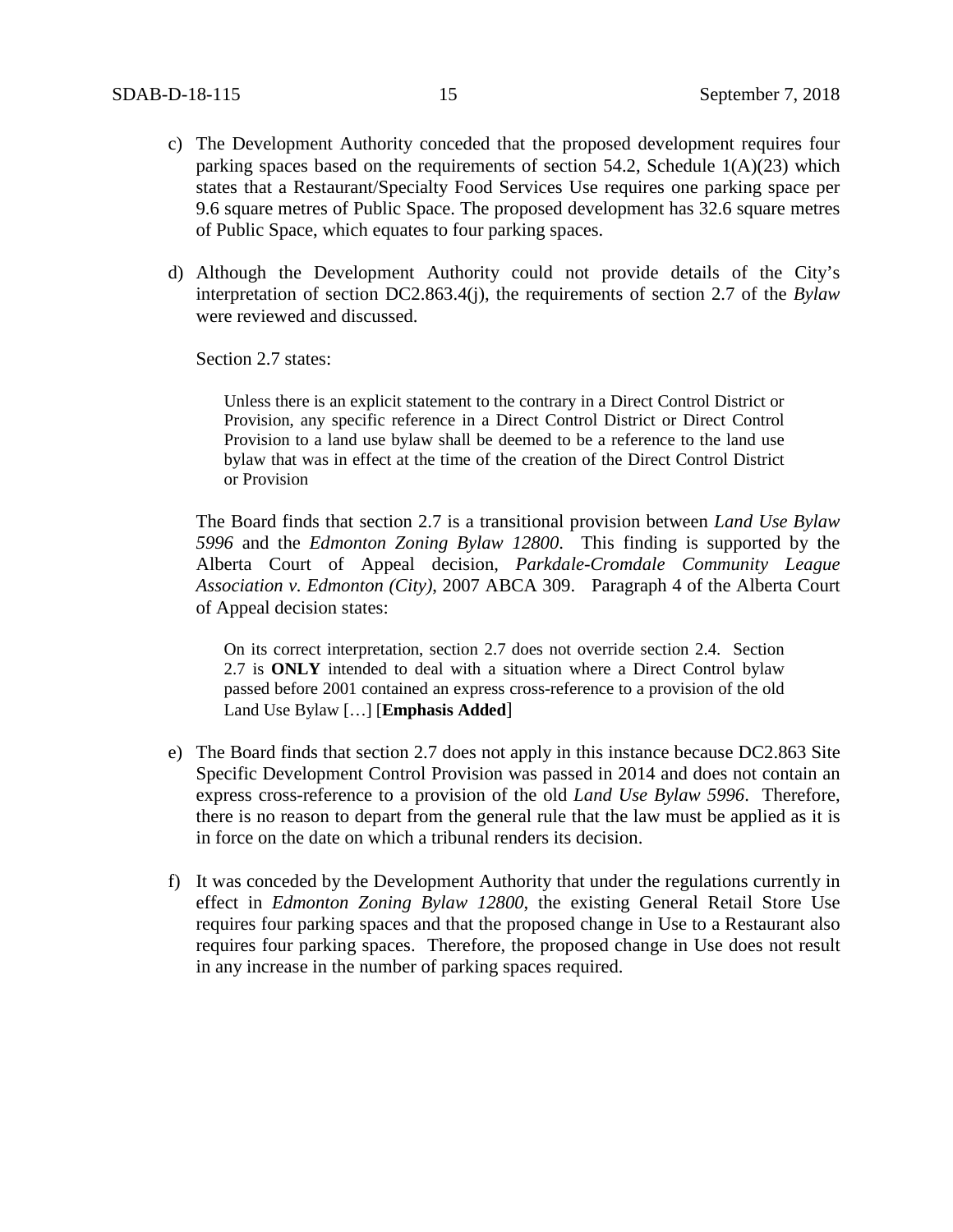c) The Development Authority conceded that the proposed development requires four parking spaces based on the requirements of section 54.2, Schedule 1(A)(23) which states that a Restaurant/Specialty Food Services Use requires one parking space per 9.6 square metres of Public Space. The proposed development has 32.6 square metres of Public Space, which equates to four parking spaces.

d) Although the Development Authority could not provide details of the City's interpretation of section DC2.863.4(j), the requirements of section 2.7 of the *Bylaw* were reviewed and discussed.

   Section 2.7 states:

   > Unless there is an explicit statement to the contrary in a Direct Control District or Provision, any specific reference in a Direct Control District or Direct Control Provision to a land use bylaw shall be deemed to be a reference to the land use bylaw that was in effect at the time of the creation of the Direct Control District or Provision

   The Board finds that section 2.7 is a transitional provision between *Land Use Bylaw 5996* and the *Edmonton Zoning Bylaw 12800*. This finding is supported by the Alberta Court of Appeal decision, *Parkdale-Cromdale Community League Association v. Edmonton (City)*, 2007 ABCA 309. Paragraph 4 of the Alberta Court of Appeal decision states:

   > On its correct interpretation, section 2.7 does not override section 2.4. Section 2.7 is **ONLY** intended to deal with a situation where a Direct Control bylaw passed before 2001 contained an express cross-reference to a provision of the old Land Use Bylaw […] [**Emphasis Added**]

e) The Board finds that section 2.7 does not apply in this instance because DC2.863 Site Specific Development Control Provision was passed in 2014 and does not contain an express cross-reference to a provision of the old *Land Use Bylaw 5996*. Therefore, there is no reason to depart from the general rule that the law must be applied as it is in force on the date on which a tribunal renders its decision.

f) It was conceded by the Development Authority that under the regulations currently in effect in *Edmonton Zoning Bylaw 12800*, the existing General Retail Store Use requires four parking spaces and that the proposed change in Use to a Restaurant also requires four parking spaces. Therefore, the proposed change in Use does not result in any increase in the number of parking spaces required.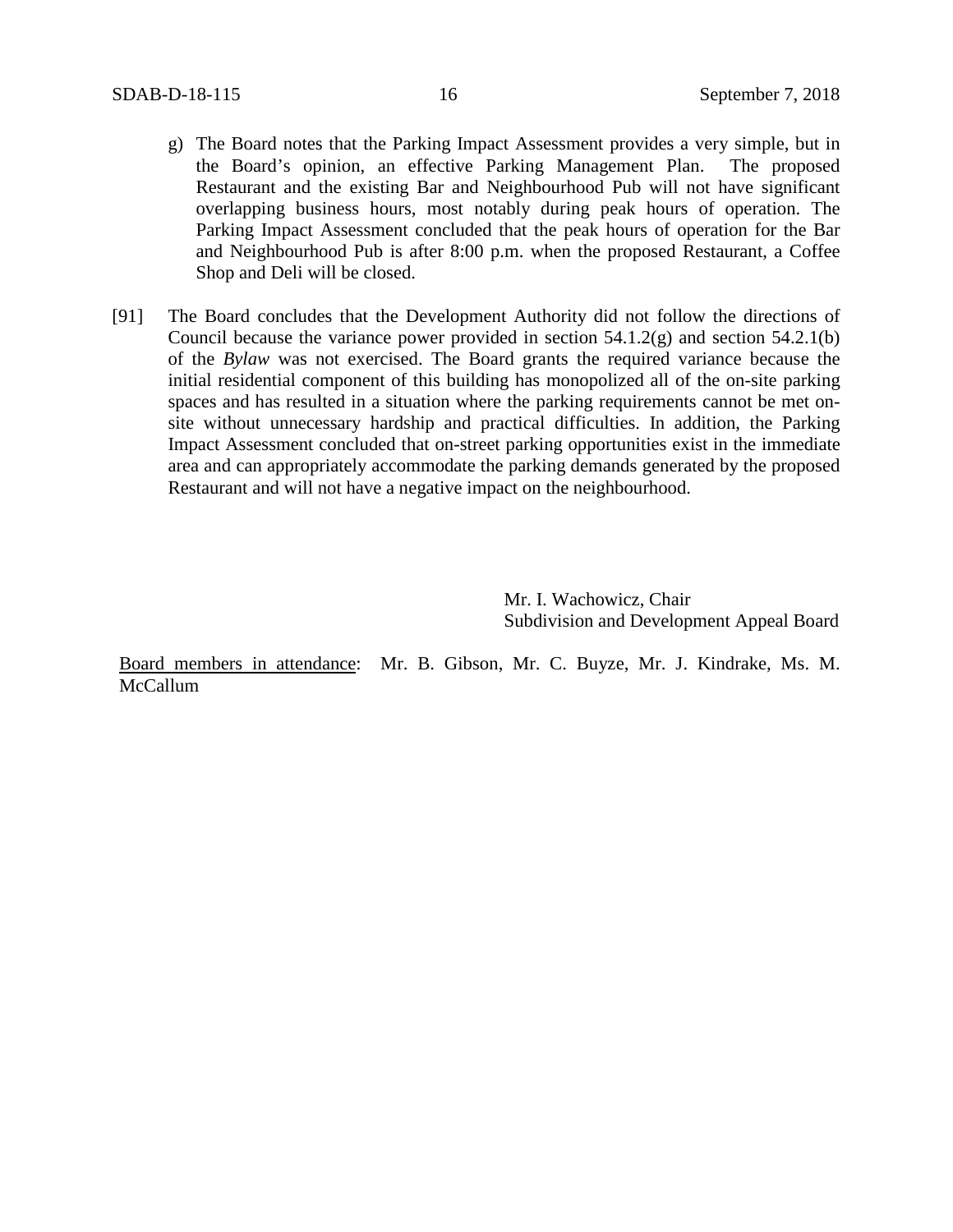g) The Board notes that the Parking Impact Assessment provides a very simple, but in the Board's opinion, an effective Parking Management Plan. The proposed Restaurant and the existing Bar and Neighbourhood Pub will not have significant overlapping business hours, most notably during peak hours of operation. The Parking Impact Assessment concluded that the peak hours of operation for the Bar and Neighbourhood Pub is after 8:00 p.m. when the proposed Restaurant, a Coffee Shop and Deli will be closed.

[91] The Board concludes that the Development Authority did not follow the directions of Council because the variance power provided in section 54.1.2(g) and section 54.2.1(b) of the *Bylaw* was not exercised. The Board grants the required variance because the initial residential component of this building has monopolized all of the on-site parking spaces and has resulted in a situation where the parking requirements cannot be met on-site without unnecessary hardship and practical difficulties. In addition, the Parking Impact Assessment concluded that on-street parking opportunities exist in the immediate area and can appropriately accommodate the parking demands generated by the proposed Restaurant and will not have a negative impact on the neighbourhood.

Mr. I. Wachowicz, Chair
Subdivision and Development Appeal Board

<u>Board members in attendance</u>: Mr. B. Gibson, Mr. C. Buyze, Mr. J. Kindrake, Ms. M. McCallum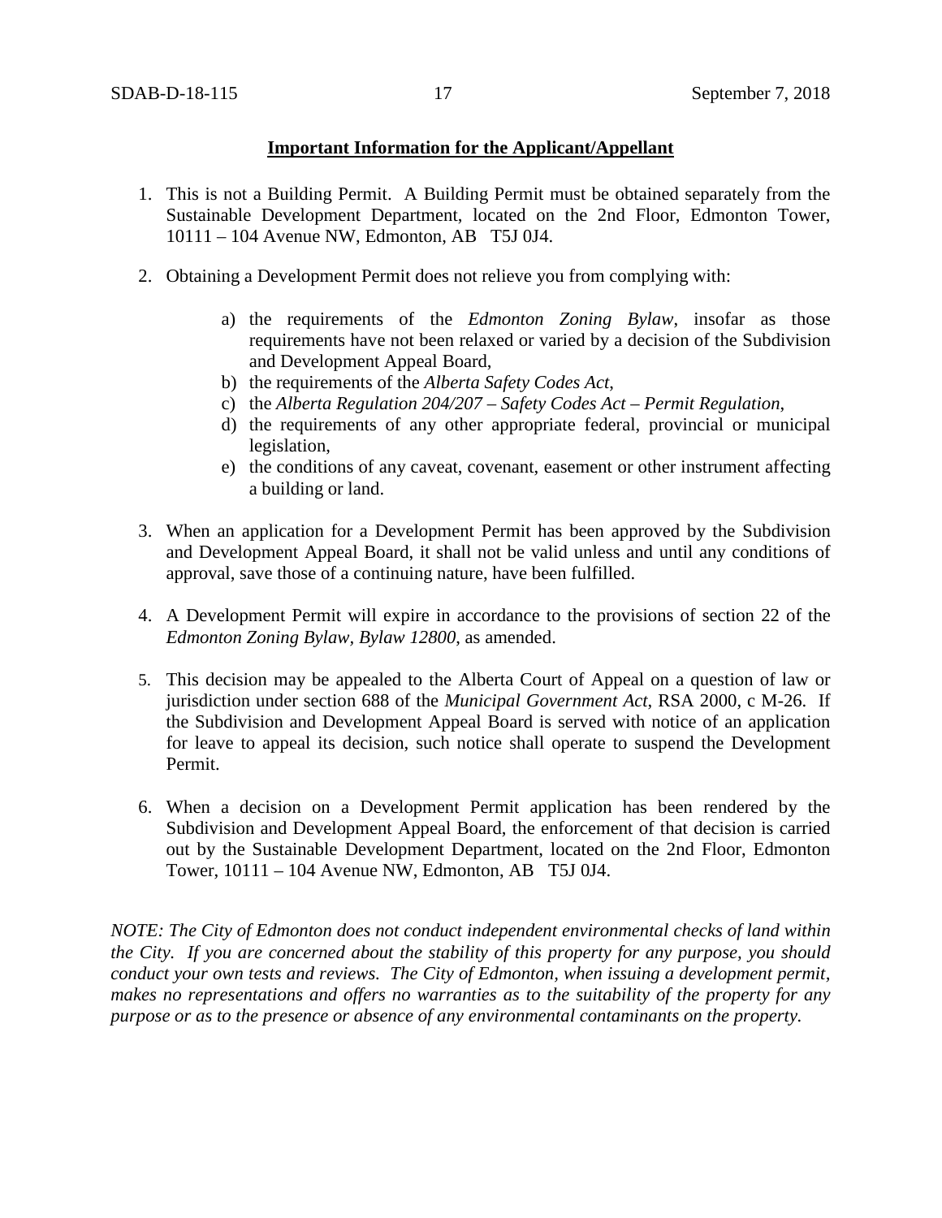**Important Information for the Applicant/Appellant**

1. This is not a Building Permit. A Building Permit must be obtained separately from the Sustainable Development Department, located on the 2nd Floor, Edmonton Tower, 10111 – 104 Avenue NW, Edmonton, AB T5J 0J4.

2. Obtaining a Development Permit does not relieve you from complying with:

   a) the requirements of the *Edmonton Zoning Bylaw*, insofar as those requirements have not been relaxed or varied by a decision of the Subdivision and Development Appeal Board,
   b) the requirements of the *Alberta Safety Codes Act*,
   c) the *Alberta Regulation 204/207 – Safety Codes Act – Permit Regulation*,
   d) the requirements of any other appropriate federal, provincial or municipal legislation,
   e) the conditions of any caveat, covenant, easement or other instrument affecting a building or land.

3. When an application for a Development Permit has been approved by the Subdivision and Development Appeal Board, it shall not be valid unless and until any conditions of approval, save those of a continuing nature, have been fulfilled.

4. A Development Permit will expire in accordance to the provisions of section 22 of the *Edmonton Zoning Bylaw, Bylaw 12800*, as amended.

5. This decision may be appealed to the Alberta Court of Appeal on a question of law or jurisdiction under section 688 of the *Municipal Government Act*, RSA 2000, c M-26. If the Subdivision and Development Appeal Board is served with notice of an application for leave to appeal its decision, such notice shall operate to suspend the Development Permit.

6. When a decision on a Development Permit application has been rendered by the Subdivision and Development Appeal Board, the enforcement of that decision is carried out by the Sustainable Development Department, located on the 2nd Floor, Edmonton Tower, 10111 – 104 Avenue NW, Edmonton, AB T5J 0J4.

*NOTE: The City of Edmonton does not conduct independent environmental checks of land within the City. If you are concerned about the stability of this property for any purpose, you should conduct your own tests and reviews. The City of Edmonton, when issuing a development permit, makes no representations and offers no warranties as to the suitability of the property for any purpose or as to the presence or absence of any environmental contaminants on the property.*